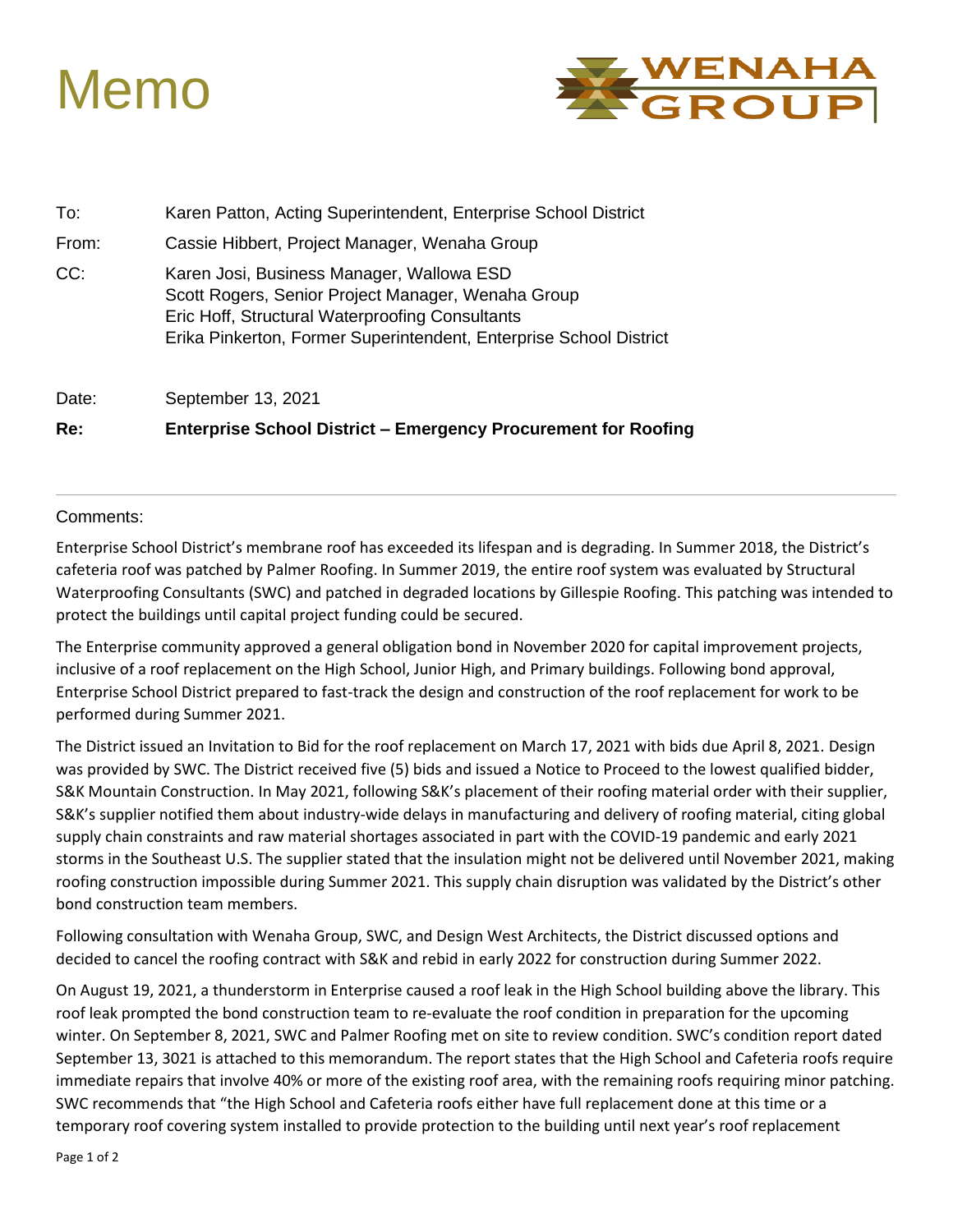# Memo

WENAHA GROUP

| | |
|---|---|
| To: | Karen Patton, Acting Superintendent, Enterprise School District |
| From: | Cassie Hibbert, Project Manager, Wenaha Group |
| CC: | Karen Josi, Business Manager, Wallowa ESD<br>Scott Rogers, Senior Project Manager, Wenaha Group<br>Eric Hoff, Structural Waterproofing Consultants<br>Erika Pinkerton, Former Superintendent, Enterprise School District |
| Date: | September 13, 2021 |
| **Re:** | **Enterprise School District – Emergency Procurement for Roofing** |

Comments:

Enterprise School District's membrane roof has exceeded its lifespan and is degrading. In Summer 2018, the District's cafeteria roof was patched by Palmer Roofing. In Summer 2019, the entire roof system was evaluated by Structural Waterproofing Consultants (SWC) and patched in degraded locations by Gillespie Roofing. This patching was intended to protect the buildings until capital project funding could be secured.

The Enterprise community approved a general obligation bond in November 2020 for capital improvement projects, inclusive of a roof replacement on the High School, Junior High, and Primary buildings. Following bond approval, Enterprise School District prepared to fast-track the design and construction of the roof replacement for work to be performed during Summer 2021.

The District issued an Invitation to Bid for the roof replacement on March 17, 2021 with bids due April 8, 2021. Design was provided by SWC. The District received five (5) bids and issued a Notice to Proceed to the lowest qualified bidder, S&K Mountain Construction. In May 2021, following S&K's placement of their roofing material order with their supplier, S&K's supplier notified them about industry-wide delays in manufacturing and delivery of roofing material, citing global supply chain constraints and raw material shortages associated in part with the COVID-19 pandemic and early 2021 storms in the Southeast U.S. The supplier stated that the insulation might not be delivered until November 2021, making roofing construction impossible during Summer 2021. This supply chain disruption was validated by the District's other bond construction team members.

Following consultation with Wenaha Group, SWC, and Design West Architects, the District discussed options and decided to cancel the roofing contract with S&K and rebid in early 2022 for construction during Summer 2022.

On August 19, 2021, a thunderstorm in Enterprise caused a roof leak in the High School building above the library. This roof leak prompted the bond construction team to re-evaluate the roof condition in preparation for the upcoming winter. On September 8, 2021, SWC and Palmer Roofing met on site to review condition. SWC's condition report dated September 13, 3021 is attached to this memorandum. The report states that the High School and Cafeteria roofs require immediate repairs that involve 40% or more of the existing roof area, with the remaining roofs requiring minor patching. SWC recommends that "the High School and Cafeteria roofs either have full replacement done at this time or a temporary roof covering system installed to provide protection to the building until next year's roof replacement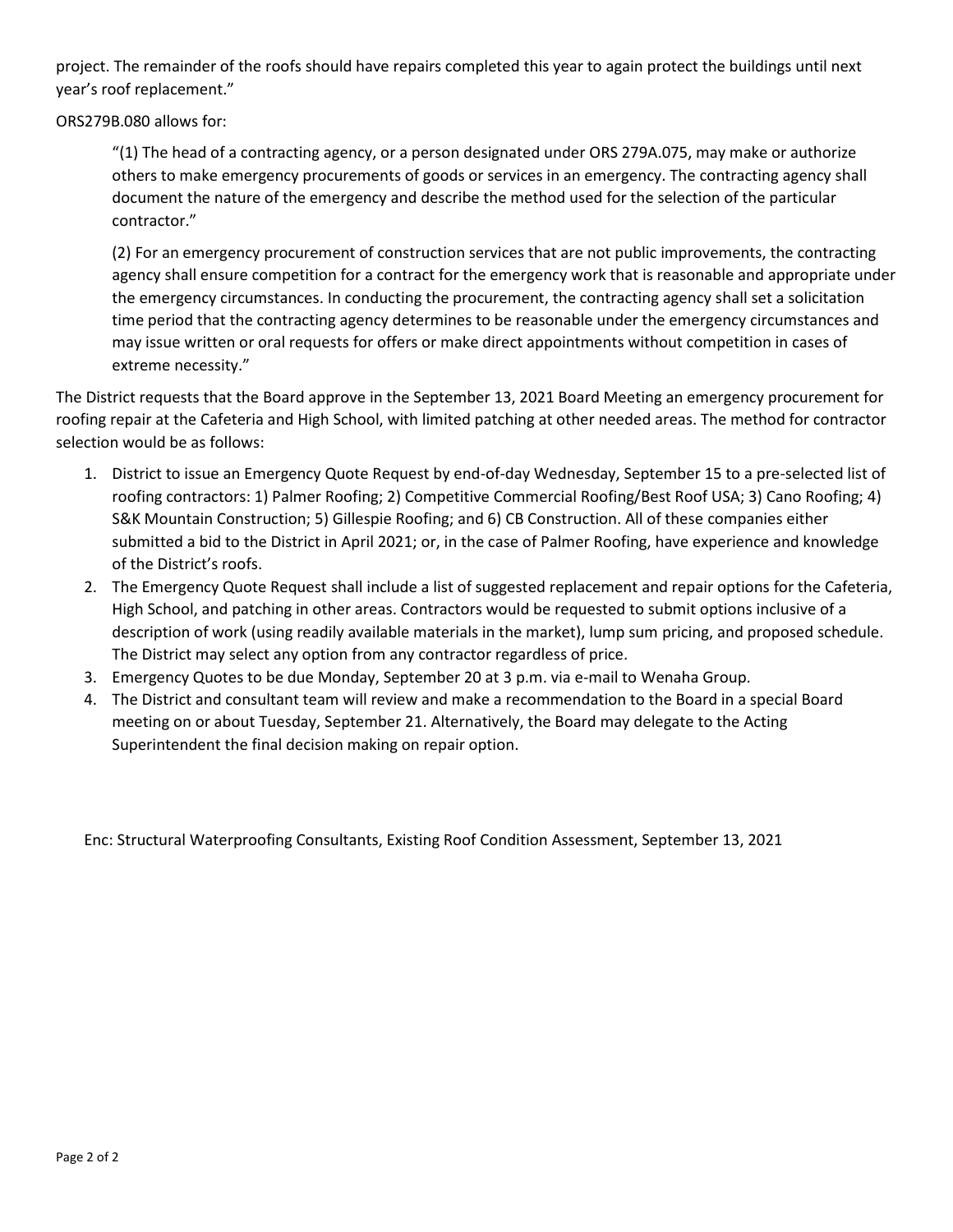project. The remainder of the roofs should have repairs completed this year to again protect the buildings until next year's roof replacement."

ORS279B.080 allows for:

> "(1) The head of a contracting agency, or a person designated under ORS 279A.075, may make or authorize others to make emergency procurements of goods or services in an emergency. The contracting agency shall document the nature of the emergency and describe the method used for the selection of the particular contractor."
>
> (2) For an emergency procurement of construction services that are not public improvements, the contracting agency shall ensure competition for a contract for the emergency work that is reasonable and appropriate under the emergency circumstances. In conducting the procurement, the contracting agency shall set a solicitation time period that the contracting agency determines to be reasonable under the emergency circumstances and may issue written or oral requests for offers or make direct appointments without competition in cases of extreme necessity."

The District requests that the Board approve in the September 13, 2021 Board Meeting an emergency procurement for roofing repair at the Cafeteria and High School, with limited patching at other needed areas. The method for contractor selection would be as follows:

1. District to issue an Emergency Quote Request by end-of-day Wednesday, September 15 to a pre-selected list of roofing contractors: 1) Palmer Roofing; 2) Competitive Commercial Roofing/Best Roof USA; 3) Cano Roofing; 4) S&K Mountain Construction; 5) Gillespie Roofing; and 6) CB Construction. All of these companies either submitted a bid to the District in April 2021; or, in the case of Palmer Roofing, have experience and knowledge of the District's roofs.
2. The Emergency Quote Request shall include a list of suggested replacement and repair options for the Cafeteria, High School, and patching in other areas. Contractors would be requested to submit options inclusive of a description of work (using readily available materials in the market), lump sum pricing, and proposed schedule. The District may select any option from any contractor regardless of price.
3. Emergency Quotes to be due Monday, September 20 at 3 p.m. via e-mail to Wenaha Group.
4. The District and consultant team will review and make a recommendation to the Board in a special Board meeting on or about Tuesday, September 21. Alternatively, the Board may delegate to the Acting Superintendent the final decision making on repair option.

Enc: Structural Waterproofing Consultants, Existing Roof Condition Assessment, September 13, 2021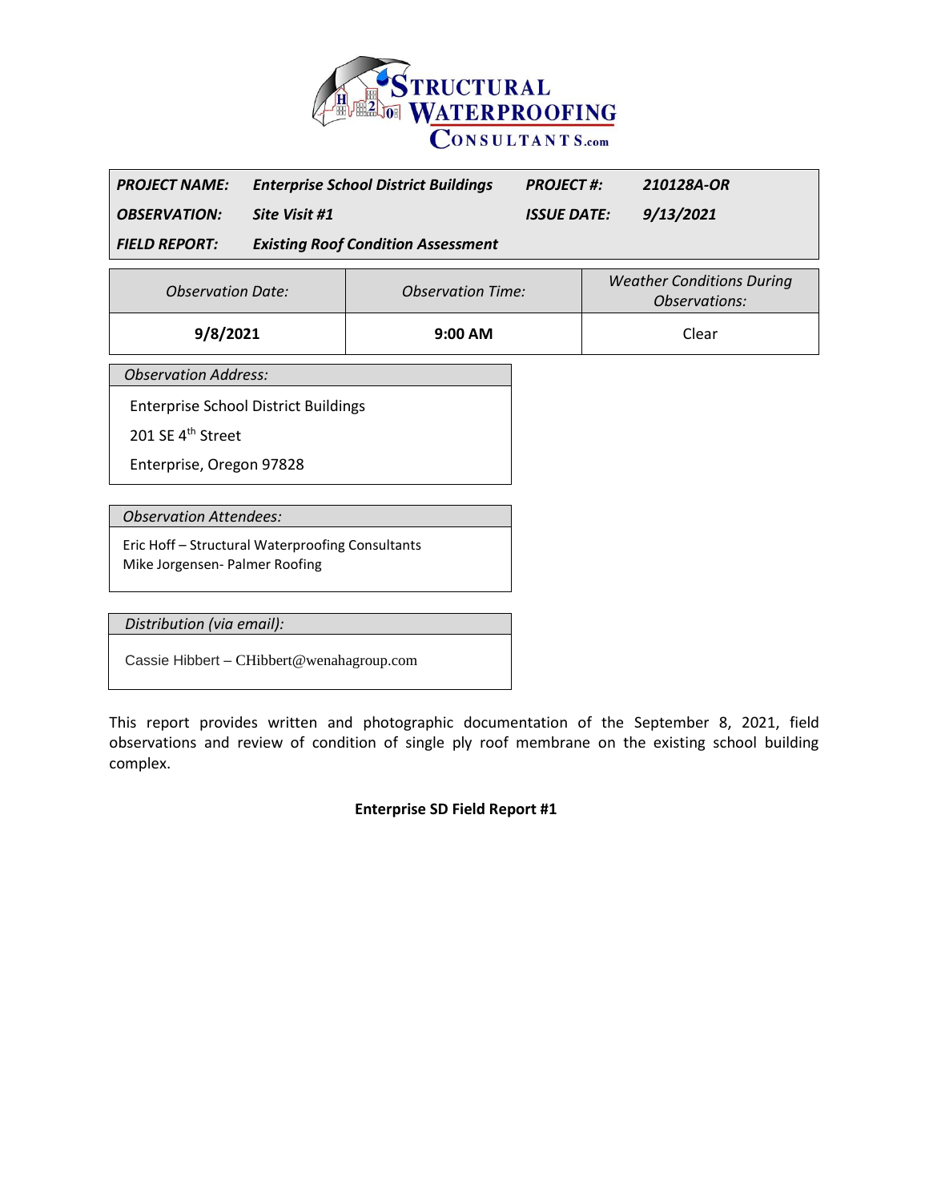**STRUCTURAL WATERPROOFING CONSULTANTS.com**

| | | | |
|---|---|---|---|
| ***PROJECT NAME:*** | ***Enterprise School District Buildings*** | ***PROJECT #:*** | ***210128A-OR*** |
| ***OBSERVATION:*** | ***Site Visit #1*** | ***ISSUE DATE:*** | ***9/13/2021*** |
| ***FIELD REPORT:*** | ***Existing Roof Condition Assessment*** | | |

| *Observation Date:* | *Observation Time:* | *Weather Conditions During Observations:* |
|---|---|---|
| **9/8/2021** | **9:00 AM** | Clear |

*Observation Address:*

Enterprise School District Buildings

201 SE 4th Street

Enterprise, Oregon 97828

*Observation Attendees:*

Eric Hoff – Structural Waterproofing Consultants
Mike Jorgensen- Palmer Roofing

*Distribution (via email):*

Cassie Hibbert – CHibbert@wenahagroup.com

This report provides written and photographic documentation of the September 8, 2021, field observations and review of condition of single ply roof membrane on the existing school building complex.

**Enterprise SD Field Report #1**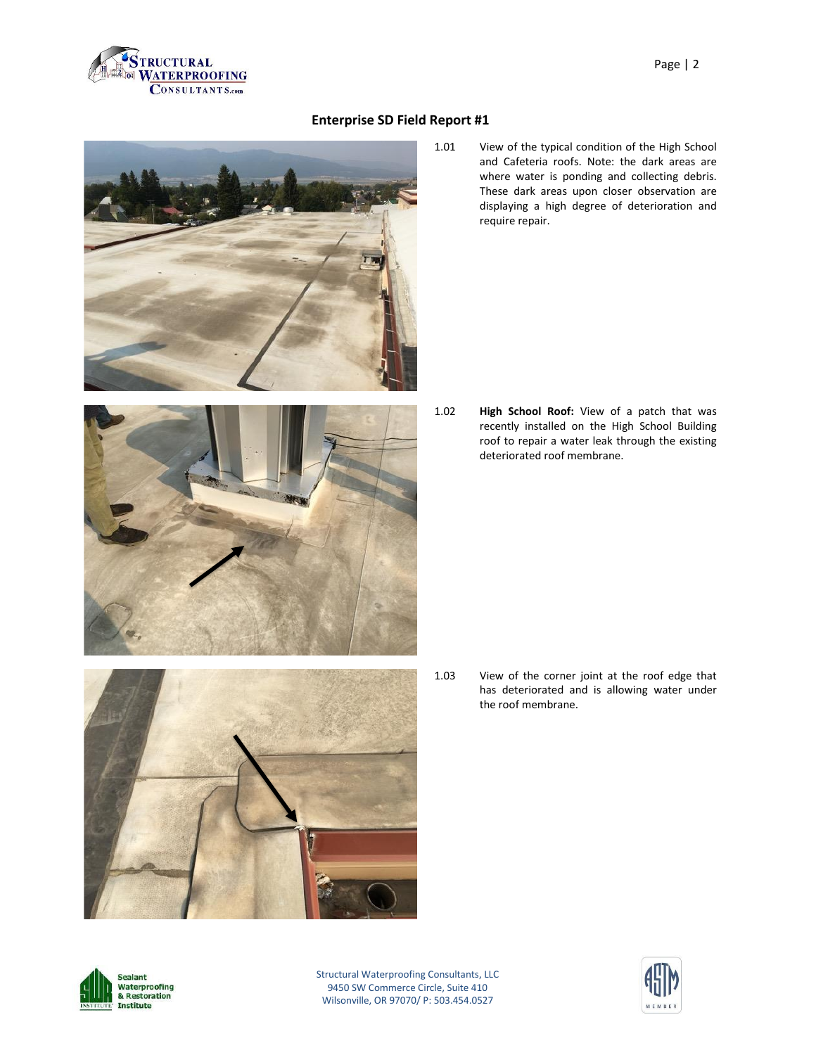## Enterprise SD Field Report #1

1.01 View of the typical condition of the High School and Cafeteria roofs. Note: the dark areas are where water is ponding and collecting debris. These dark areas upon closer observation are displaying a high degree of deterioration and require repair.

1.02 **High School Roof:** View of a patch that was recently installed on the High School Building roof to repair a water leak through the existing deteriorated roof membrane.

1.03 View of the corner joint at the roof edge that has deteriorated and is allowing water under the roof membrane.

Structural Waterproofing Consultants, LLC
9450 SW Commerce Circle, Suite 410
Wilsonville, OR 97070/ P: 503.454.0527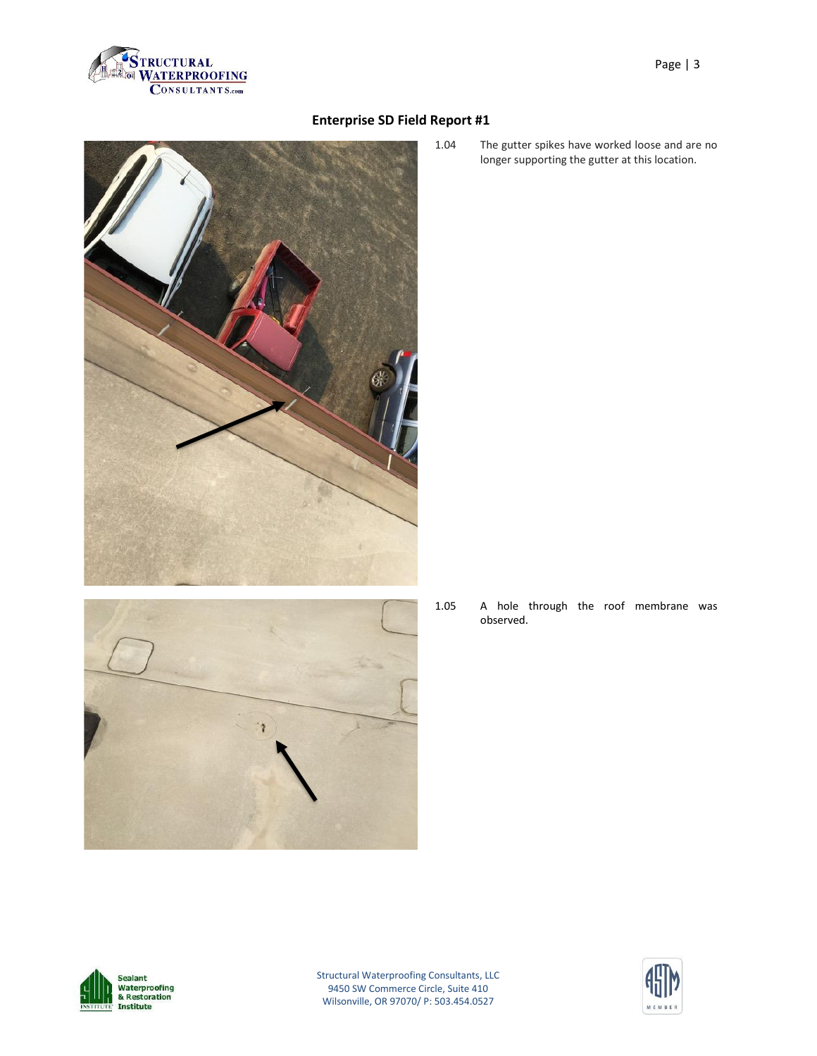## Enterprise SD Field Report #1

1.04 The gutter spikes have worked loose and are no longer supporting the gutter at this location.

1.05 A hole through the roof membrane was observed.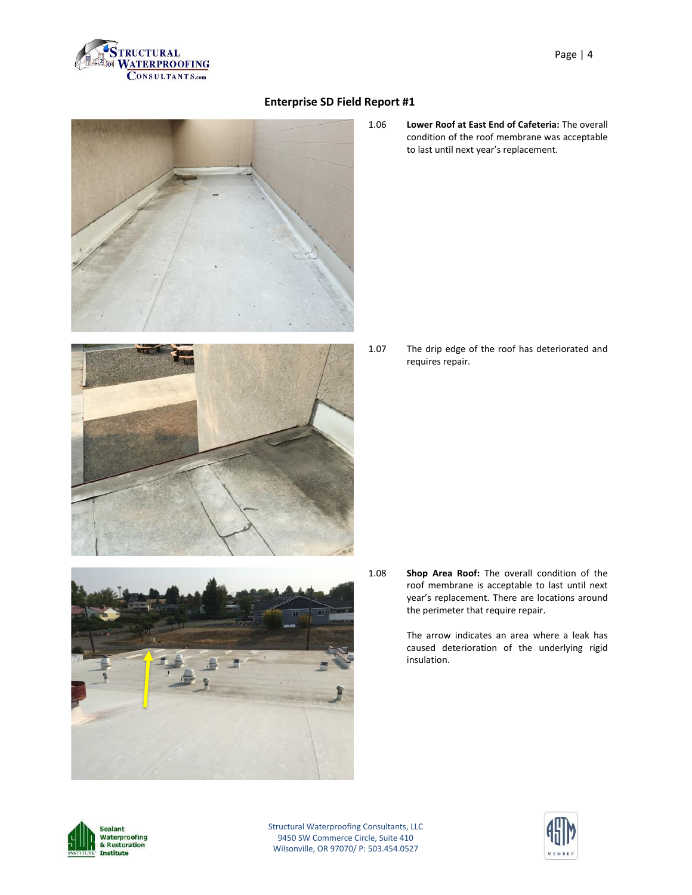## Enterprise SD Field Report #1

1.06 **Lower Roof at East End of Cafeteria:** The overall condition of the roof membrane was acceptable to last until next year's replacement.

1.07 The drip edge of the roof has deteriorated and requires repair.

1.08 **Shop Area Roof:** The overall condition of the roof membrane is acceptable to last until next year's replacement. There are locations around the perimeter that require repair.

The arrow indicates an area where a leak has caused deterioration of the underlying rigid insulation.

Structural Waterproofing Consultants, LLC
9450 SW Commerce Circle, Suite 410
Wilsonville, OR 97070/ P: 503.454.0527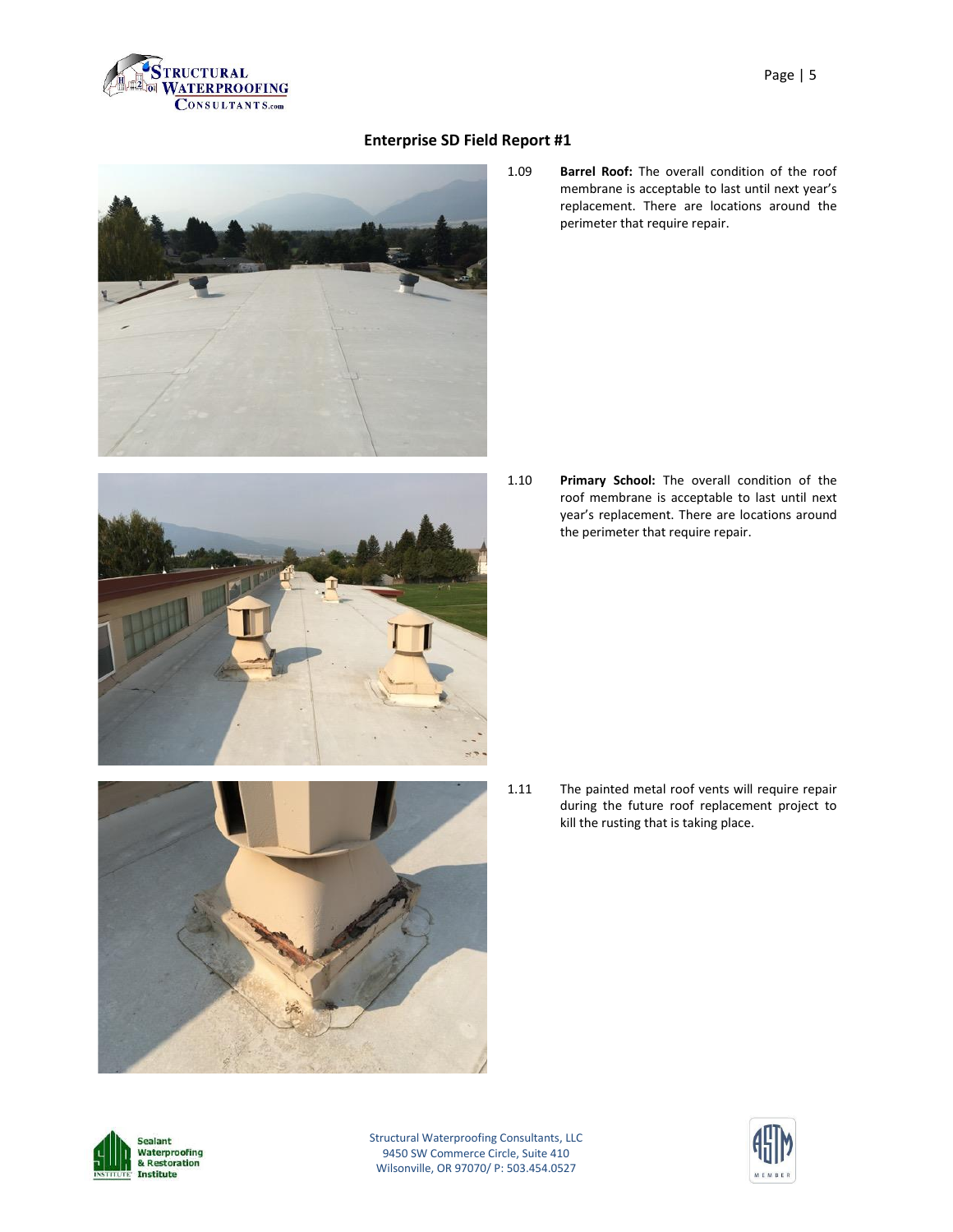## Enterprise SD Field Report #1

1.09 **Barrel Roof:** The overall condition of the roof membrane is acceptable to last until next year's replacement. There are locations around the perimeter that require repair.

1.10 **Primary School:** The overall condition of the roof membrane is acceptable to last until next year's replacement. There are locations around the perimeter that require repair.

1.11 The painted metal roof vents will require repair during the future roof replacement project to kill the rusting that is taking place.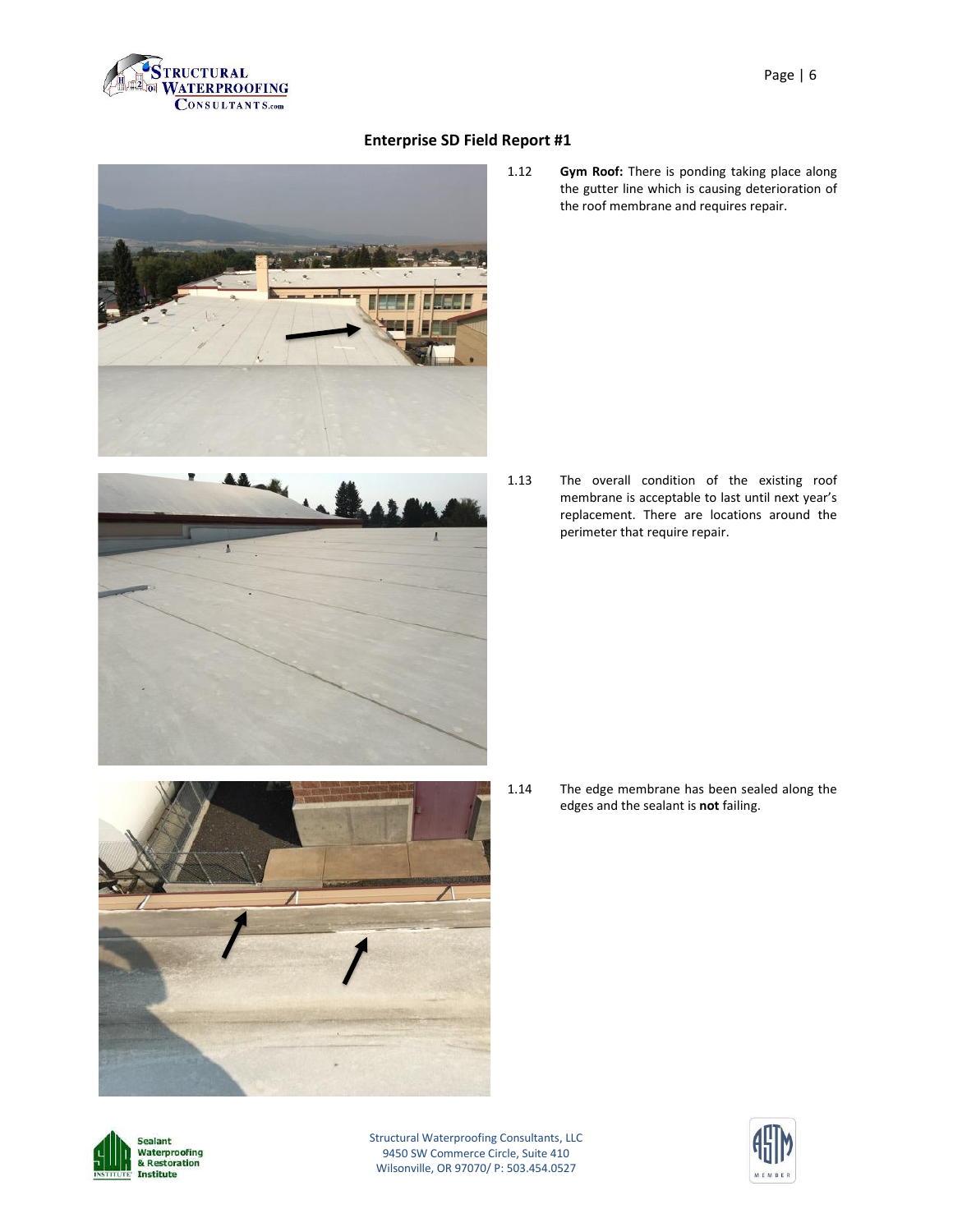## Enterprise SD Field Report #1

1.12 **Gym Roof:** There is ponding taking place along the gutter line which is causing deterioration of the roof membrane and requires repair.

1.13 The overall condition of the existing roof membrane is acceptable to last until next year's replacement. There are locations around the perimeter that require repair.

1.14 The edge membrane has been sealed along the edges and the sealant is **not** failing.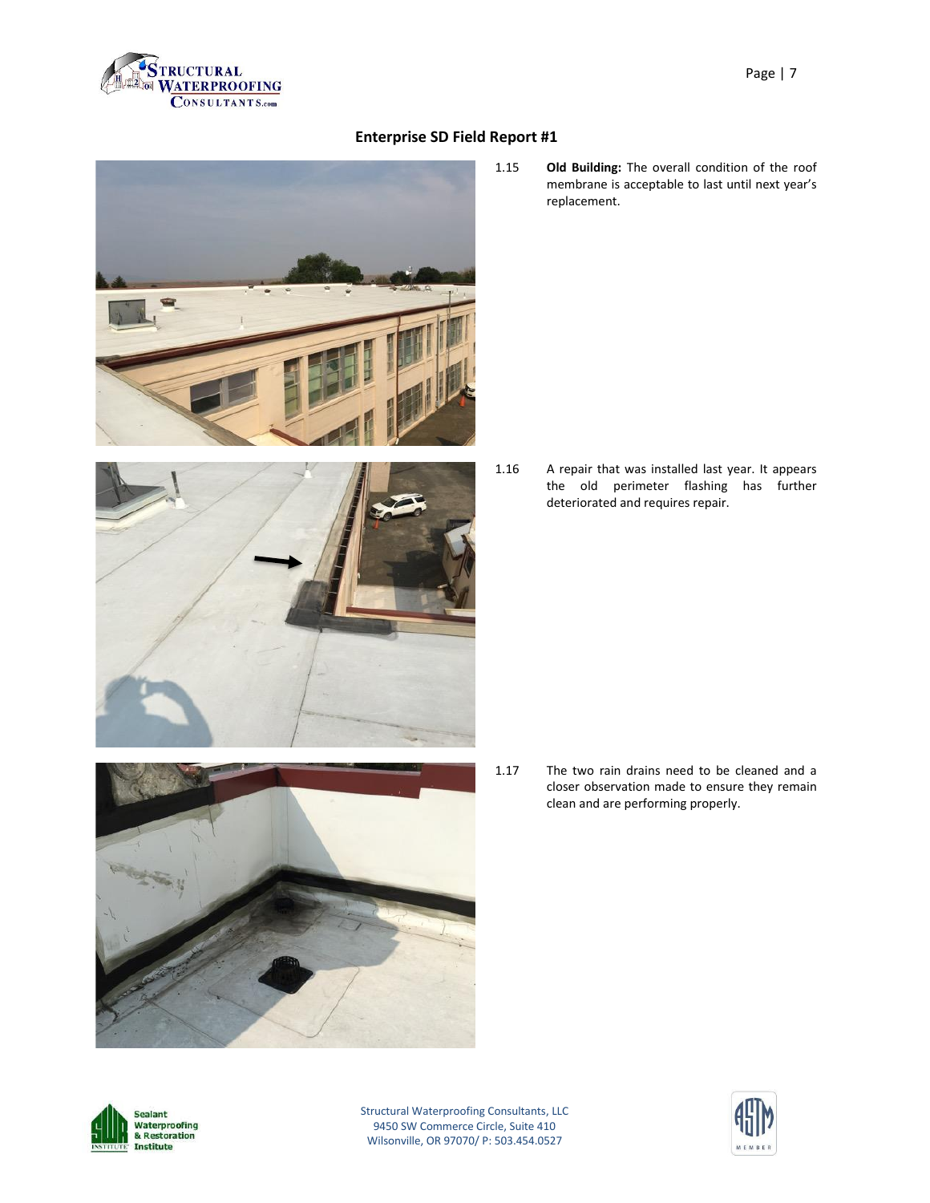## Enterprise SD Field Report #1

1.15 **Old Building:** The overall condition of the roof membrane is acceptable to last until next year's replacement.

1.16 A repair that was installed last year. It appears the old perimeter flashing has further deteriorated and requires repair.

1.17 The two rain drains need to be cleaned and a closer observation made to ensure they remain clean and are performing properly.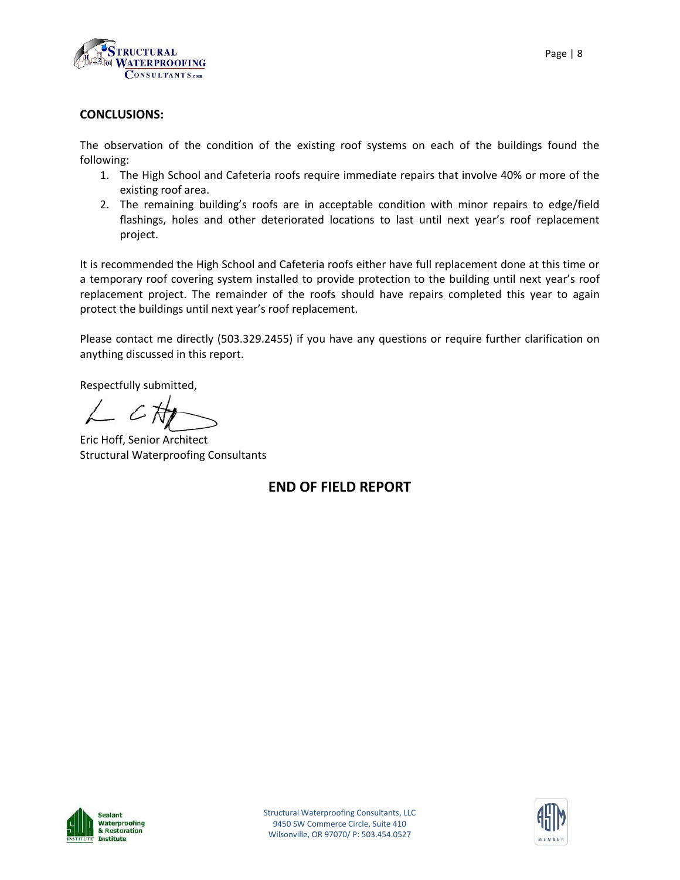**CONCLUSIONS:**

The observation of the condition of the existing roof systems on each of the buildings found the following:

1. The High School and Cafeteria roofs require immediate repairs that involve 40% or more of the existing roof area.
2. The remaining building's roofs are in acceptable condition with minor repairs to edge/field flashings, holes and other deteriorated locations to last until next year's roof replacement project.

It is recommended the High School and Cafeteria roofs either have full replacement done at this time or a temporary roof covering system installed to provide protection to the building until next year's roof replacement project. The remainder of the roofs should have repairs completed this year to again protect the buildings until next year's roof replacement.

Please contact me directly (503.329.2455) if you have any questions or require further clarification on anything discussed in this report.

Respectfully submitted,

Eric Hoff, Senior Architect
Structural Waterproofing Consultants

## END OF FIELD REPORT

Structural Waterproofing Consultants, LLC
9450 SW Commerce Circle, Suite 410
Wilsonville, OR 97070/ P: 503.454.0527